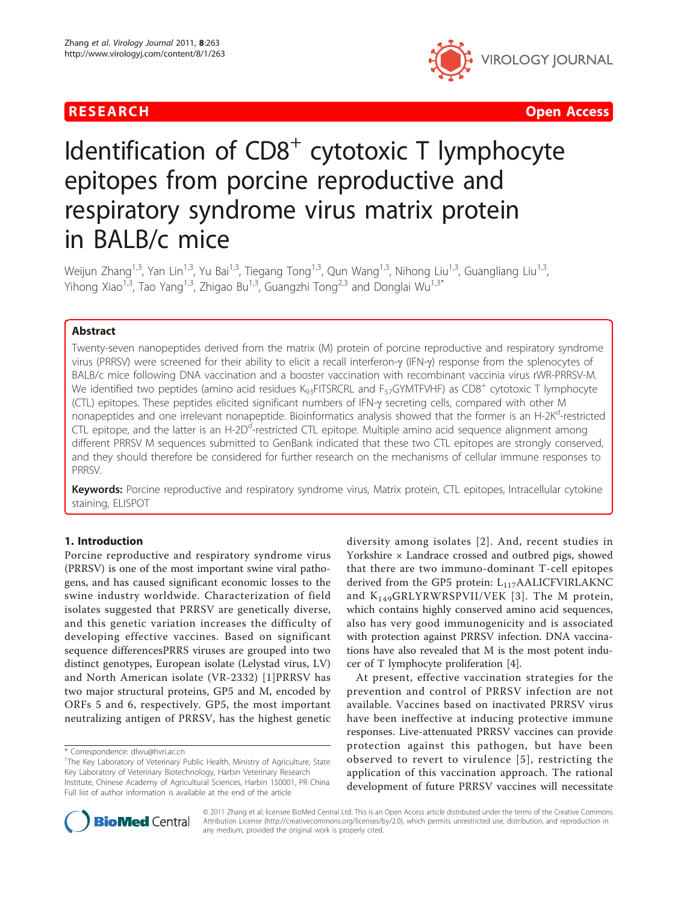# Identification of CD8$^+$ cytotoxic T lymphocyte epitopes from porcine reproductive and respiratory syndrome virus matrix protein in BALB/c mice

Weijun Zhang[1,3], Yan Lin[1,3], Yu Bai[1,3], Tiegang Tong[1,3], Qun Wang[1,3], Nihong Liu[1,3], Guangliang Liu[1,3], Yihong Xiao[1,3], Tao Yang[1,3], Zhigao Bu[1,3], Guangzhi Tong[2,3] and Donglai Wu[1,3*]

## Abstract

Twenty-seven nanopeptides derived from the matrix (M) protein of porcine reproductive and respiratory syndrome virus (PRRSV) were screened for their ability to elicit a recall interferon-γ (IFN-γ) response from the splenocytes of BALB/c mice following DNA vaccination and a booster vaccination with recombinant vaccinia virus rWR-PRRSV-M. We identified two peptides (amino acid residues $K_{93}$FITSRCRL and $F_{57}$GYMTFVHF) as CD8$^+$ cytotoxic T lymphocyte (CTL) epitopes. These peptides elicited significant numbers of IFN-γ secreting cells, compared with other M nonapeptides and one irrelevant nonapeptide. Bioinformatics analysis showed that the former is an H-2K$^d$-restricted CTL epitope, and the latter is an H-2D$^d$-restricted CTL epitope. Multiple amino acid sequence alignment among different PRRSV M sequences submitted to GenBank indicated that these two CTL epitopes are strongly conserved, and they should therefore be considered for further research on the mechanisms of cellular immune responses to PRRSV.

**Keywords:** Porcine reproductive and respiratory syndrome virus, Matrix protein, CTL epitopes, Intracellular cytokine staining, ELISPOT

## 1. Introduction

Porcine reproductive and respiratory syndrome virus (PRRSV) is one of the most important swine viral pathogens, and has caused significant economic losses to the swine industry worldwide. Characterization of field isolates suggested that PRRSV are genetically diverse, and this genetic variation increases the difficulty of developing effective vaccines. Based on significant sequence differencesPRRS viruses are grouped into two distinct genotypes, European isolate (Lelystad virus, LV) and North American isolate (VR-2332) [1]PRRSV has two major structural proteins, GP5 and M, encoded by ORFs 5 and 6, respectively. GP5, the most important neutralizing antigen of PRRSV, has the highest genetic diversity among isolates [2]. And, recent studies in Yorkshire × Landrace crossed and outbred pigs, showed that there are two immuno-dominant T-cell epitopes derived from the GP5 protein: $L_{117}$AALICFVIRLAKNC and $K_{149}$GRLYRWRSPVII/VEK [3]. The M protein, which contains highly conserved amino acid sequences, also has very good immunogenicity and is associated with protection against PRRSV infection. DNA vaccinations have also revealed that M is the most potent inducer of T lymphocyte proliferation [4].

At present, effective vaccination strategies for the prevention and control of PRRSV infection are not available. Vaccines based on inactivated PRRSV virus have been ineffective at inducing protective immune responses. Live-attenuated PRRSV vaccines can provide protection against this pathogen, but have been observed to revert to virulence [5], restricting the application of this vaccination approach. The rational development of future PRRSV vaccines will necessitate

\* Correspondence: dlwu@hvri.ac.cn

[1]The Key Laboratory of Veterinary Public Health, Ministry of Agriculture, State Key Laboratory of Veterinary Biotechnology, Harbin Veterinary Research Institute, Chinese Academy of Agricultural Sciences, Harbin 150001, PR China

Full list of author information is available at the end of the article

© 2011 Zhang et al; licensee BioMed Central Ltd. This is an Open Access article distributed under the terms of the Creative Commons Attribution License (http://creativecommons.org/licenses/by/2.0), which permits unrestricted use, distribution, and reproduction in any medium, provided the original work is properly cited.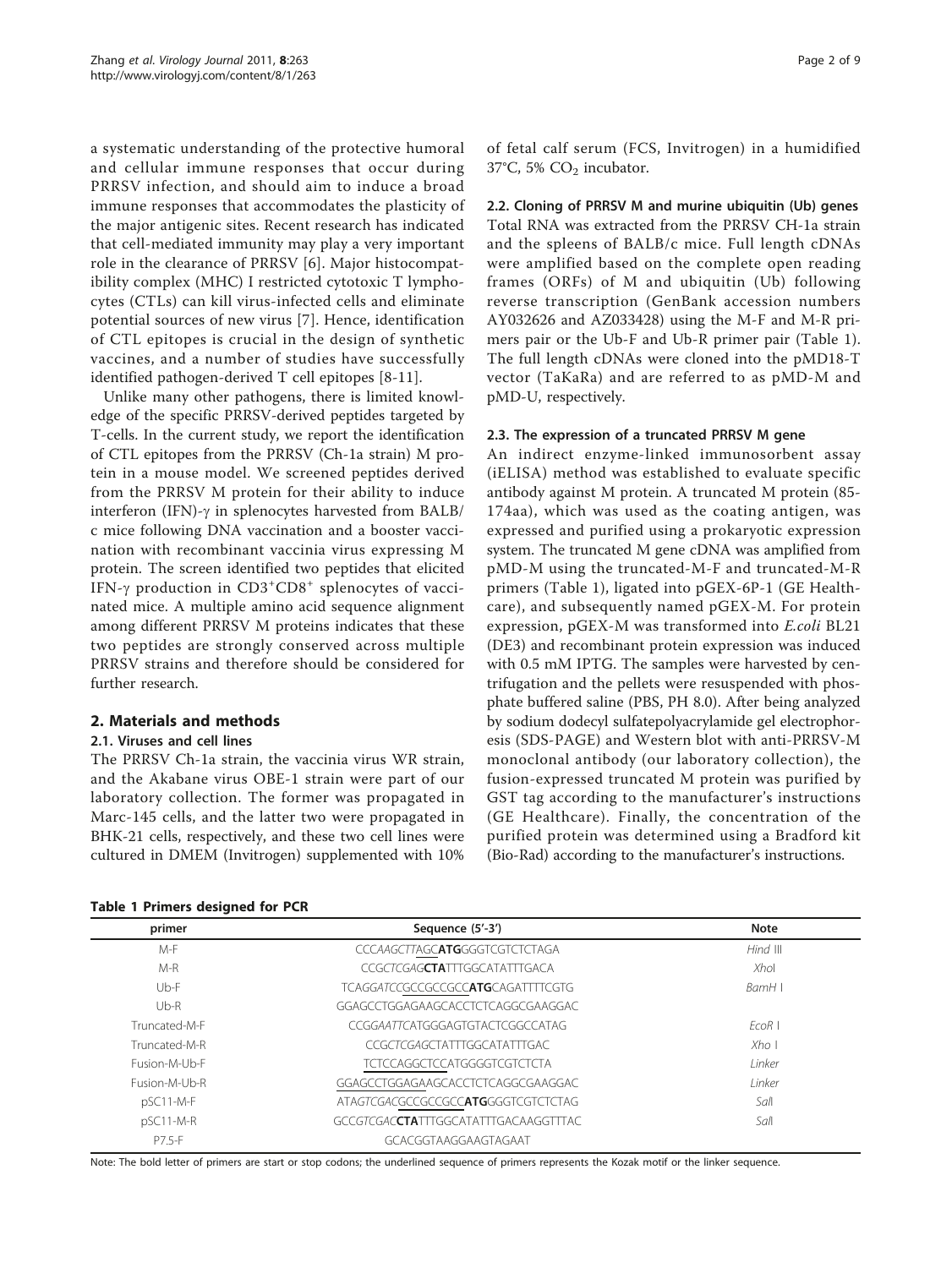a systematic understanding of the protective humoral and cellular immune responses that occur during PRRSV infection, and should aim to induce a broad immune responses that accommodates the plasticity of the major antigenic sites. Recent research has indicated that cell-mediated immunity may play a very important role in the clearance of PRRSV [6]. Major histocompatibility complex (MHC) I restricted cytotoxic T lymphocytes (CTLs) can kill virus-infected cells and eliminate potential sources of new virus [7]. Hence, identification of CTL epitopes is crucial in the design of synthetic vaccines, and a number of studies have successfully identified pathogen-derived T cell epitopes [8-11].

Unlike many other pathogens, there is limited knowledge of the specific PRRSV-derived peptides targeted by T-cells. In the current study, we report the identification of CTL epitopes from the PRRSV (Ch-1a strain) M protein in a mouse model. We screened peptides derived from the PRRSV M protein for their ability to induce interferon (IFN)-γ in splenocytes harvested from BALB/c mice following DNA vaccination and a booster vaccination with recombinant vaccinia virus expressing M protein. The screen identified two peptides that elicited IFN-γ production in $CD3^+CD8^+$ splenocytes of vaccinated mice. A multiple amino acid sequence alignment among different PRRSV M proteins indicates that these two peptides are strongly conserved across multiple PRRSV strains and therefore should be considered for further research.

## 2. Materials and methods

### 2.1. Viruses and cell lines

The PRRSV Ch-1a strain, the vaccinia virus WR strain, and the Akabane virus OBE-1 strain were part of our laboratory collection. The former was propagated in Marc-145 cells, and the latter two were propagated in BHK-21 cells, respectively, and these two cell lines were cultured in DMEM (Invitrogen) supplemented with 10% of fetal calf serum (FCS, Invitrogen) in a humidified 37°C, 5% $CO_2$ incubator.

### 2.2. Cloning of PRRSV M and murine ubiquitin (Ub) genes

Total RNA was extracted from the PRRSV CH-1a strain and the spleens of BALB/c mice. Full length cDNAs were amplified based on the complete open reading frames (ORFs) of M and ubiquitin (Ub) following reverse transcription (GenBank accession numbers AY032626 and AZ033428) using the M-F and M-R primers pair or the Ub-F and Ub-R primer pair (Table 1). The full length cDNAs were cloned into the pMD18-T vector (TaKaRa) and are referred to as pMD-M and pMD-U, respectively.

### 2.3. The expression of a truncated PRRSV M gene

An indirect enzyme-linked immunosorbent assay (iELISA) method was established to evaluate specific antibody against M protein. A truncated M protein (85-174aa), which was used as the coating antigen, was expressed and purified using a prokaryotic expression system. The truncated M gene cDNA was amplified from pMD-M using the truncated-M-F and truncated-M-R primers (Table 1), ligated into pGEX-6P-1 (GE Healthcare), and subsequently named pGEX-M. For protein expression, pGEX-M was transformed into *E.coli* BL21 (DE3) and recombinant protein expression was induced with 0.5 mM IPTG. The samples were harvested by centrifugation and the pellets were resuspended with phosphate buffered saline (PBS, PH 8.0). After being analyzed by sodium dodecyl sulfatepolyacrylamide gel electrophoresis (SDS-PAGE) and Western blot with anti-PRRSV-M monoclonal antibody (our laboratory collection), the fusion-expressed truncated M protein was purified by GST tag according to the manufacturer's instructions (GE Healthcare). Finally, the concentration of the purified protein was determined using a Bradford kit (Bio-Rad) according to the manufacturer's instructions.

**Table 1 Primers designed for PCR**

| primer | Sequence (5'-3') | Note |
|---|---|---|
| M-F | CCC*AAGCTT*AGC**ATG**GGGTCGTCTCTAGA | *Hind* III |
| M-R | CCG*CTCGAG***CTA**TTTGGCATATTTGACA | *Xho*I |
| Ub-F | TCA*GGATCC*GCCGCCGCC**ATG**CAGATTTTCGTG | *BamH* I |
| Ub-R | GGAGCCTGGAGAAGCACCTCTCAGGCGAAGGAC | |
| Truncated-M-F | CCG*GAATTC*ATGGGAGTGTACTCGGCCATAG | *EcoR* I |
| Truncated-M-R | CCG*CTCGAG*CTATTTGGCATATTTGAC | *Xho* I |
| Fusion-M-Ub-F | TCTCCAGGCTCCATGGGGTCGTCTCTA | *Linker* |
| Fusion-M-Ub-R | GGAGCCTGGAGAAGCACCTCTCAGGCGAAGGAC | *Linker* |
| pSC11-M-F | ATA*GTCGAC*GCCGCCGCC**ATG**GGGTCGTCTCTAG | *Sal*I |
| pSC11-M-R | GCC*GTCGAC***CTA**TTTGGCATATTTGACAAGGTTTAC | *Sal*I |
| P7.5-F | GCACGGTAAGGAAGTAGAAT | |

Note: The bold letter of primers are start or stop codons; the underlined sequence of primers represents the Kozak motif or the linker sequence.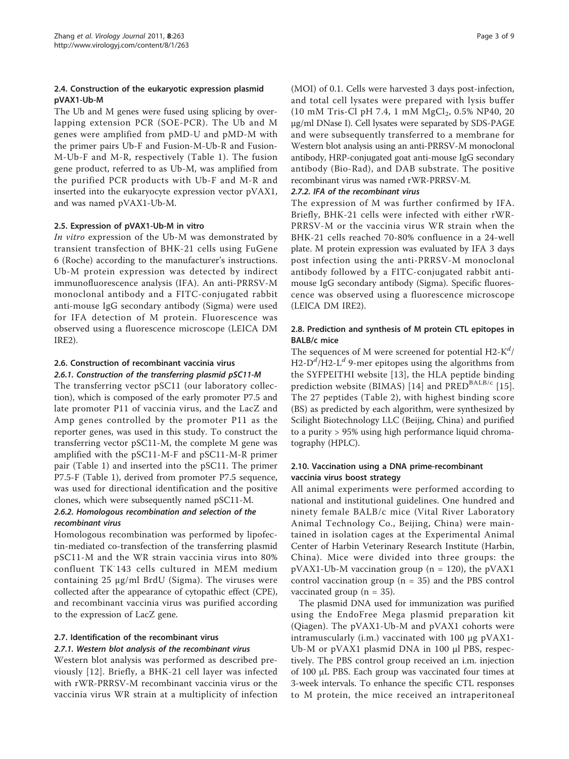### 2.4. Construction of the eukaryotic expression plasmid pVAX1-Ub-M

The Ub and M genes were fused using splicing by overlapping extension PCR (SOE-PCR). The Ub and M genes were amplified from pMD-U and pMD-M with the primer pairs Ub-F and Fusion-M-Ub-R and Fusion-M-Ub-F and M-R, respectively (Table 1). The fusion gene product, referred to as Ub-M, was amplified from the purified PCR products with Ub-F and M-R and inserted into the eukaryocyte expression vector pVAX1, and was named pVAX1-Ub-M.

### 2.5. Expression of pVAX1-Ub-M in vitro

*In vitro* expression of the Ub-M was demonstrated by transient transfection of BHK-21 cells using FuGene 6 (Roche) according to the manufacturer's instructions. Ub-M protein expression was detected by indirect immunofluorescence analysis (IFA). An anti-PRRSV-M monoclonal antibody and a FITC-conjugated rabbit anti-mouse IgG secondary antibody (Sigma) were used for IFA detection of M protein. Fluorescence was observed using a fluorescence microscope (LEICA DM IRE2).

### 2.6. Construction of recombinant vaccinia virus

#### 2.6.1. Construction of the transferring plasmid pSC11-M

The transferring vector pSC11 (our laboratory collection), which is composed of the early promoter P7.5 and late promoter P11 of vaccinia virus, and the LacZ and Amp genes controlled by the promoter P11 as the reporter genes, was used in this study. To construct the transferring vector pSC11-M, the complete M gene was amplified with the pSC11-M-F and pSC11-M-R primer pair (Table 1) and inserted into the pSC11. The primer P7.5-F (Table 1), derived from promoter P7.5 sequence, was used for directional identification and the positive clones, which were subsequently named pSC11-M.

#### 2.6.2. Homologous recombination and selection of the recombinant virus

Homologous recombination was performed by lipofectin-mediated co-transfection of the transferring plasmid pSC11-M and the WR strain vaccinia virus into 80% confluent $TK^{-}$143 cells cultured in MEM medium containing 25 μg/ml BrdU (Sigma). The viruses were collected after the appearance of cytopathic effect (CPE), and recombinant vaccinia virus was purified according to the expression of LacZ gene.

### 2.7. Identification of the recombinant virus

#### 2.7.1. Western blot analysis of the recombinant virus

Western blot analysis was performed as described previously [12]. Briefly, a BHK-21 cell layer was infected with rWR-PRRSV-M recombinant vaccinia virus or the vaccinia virus WR strain at a multiplicity of infection (MOI) of 0.1. Cells were harvested 3 days post-infection, and total cell lysates were prepared with lysis buffer (10 mM Tris-Cl pH 7.4, 1 mM $MgCl_2$, 0.5% NP40, 20 μg/ml DNase I). Cell lysates were separated by SDS-PAGE and were subsequently transferred to a membrane for Western blot analysis using an anti-PRRSV-M monoclonal antibody, HRP-conjugated goat anti-mouse IgG secondary antibody (Bio-Rad), and DAB substrate. The positive recombinant virus was named rWR-PRRSV-M.

#### 2.7.2. IFA of the recombinant virus

The expression of M was further confirmed by IFA. Briefly, BHK-21 cells were infected with either rWR-PRRSV-M or the vaccinia virus WR strain when the BHK-21 cells reached 70-80% confluence in a 24-well plate. M protein expression was evaluated by IFA 3 days post infection using the anti-PRRSV-M monoclonal antibody followed by a FITC-conjugated rabbit anti-mouse IgG secondary antibody (Sigma). Specific fluorescence was observed using a fluorescence microscope (LEICA DM IRE2).

### 2.8. Prediction and synthesis of M protein CTL epitopes in BALB/c mice

The sequences of M were screened for potential H2-$K^d$/H2-$D^d$/H2-$L^d$ 9-mer epitopes using the algorithms from the SYFPEITHI website [13], the HLA peptide binding prediction website (BIMAS) [14] and $PRED^{BALB/c}$ [15]. The 27 peptides (Table 2), with highest binding score (BS) as predicted by each algorithm, were synthesized by Scilight Biotechnology LLC (Beijing, China) and purified to a purity > 95% using high performance liquid chromatography (HPLC).

### 2.10. Vaccination using a DNA prime-recombinant vaccinia virus boost strategy

All animal experiments were performed according to national and institutional guidelines. One hundred and ninety female BALB/c mice (Vital River Laboratory Animal Technology Co., Beijing, China) were maintained in isolation cages at the Experimental Animal Center of Harbin Veterinary Research Institute (Harbin, China). Mice were divided into three groups: the pVAX1-Ub-M vaccination group (n = 120), the pVAX1 control vaccination group (n = 35) and the PBS control vaccinated group (n = 35).

The plasmid DNA used for immunization was purified using the EndoFree Mega plasmid preparation kit (Qiagen). The pVAX1-Ub-M and pVAX1 cohorts were intramuscularly (i.m.) vaccinated with 100 μg pVAX1-Ub-M or pVAX1 plasmid DNA in 100 μl PBS, respectively. The PBS control group received an i.m. injection of 100 μL PBS. Each group was vaccinated four times at 3-week intervals. To enhance the specific CTL responses to M protein, the mice received an intraperitoneal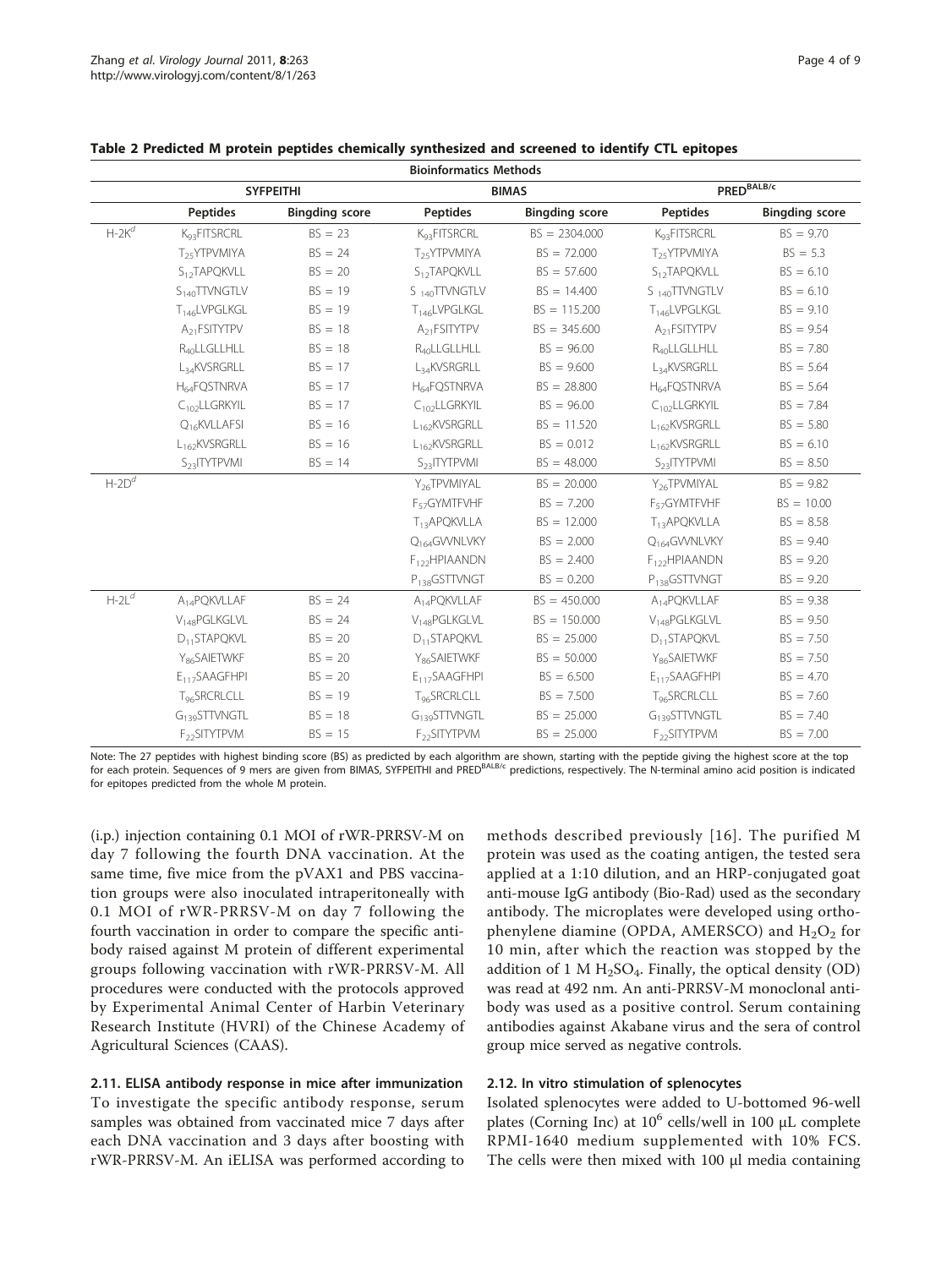**Table 2 Predicted M protein peptides chemically synthesized and screened to identify CTL epitopes**

| | Bioinformatics Methods | | | | | |
|---|---|---|---|---|---|---|
| | SYFPEITHI | | BIMAS | | PRED$^{BALB/c}$ | |
| | Peptides | Bingding score | Peptides | Bingding score | Peptides | Bingding score |
| H-2K$^d$ | $K_{93}$FITSRCRL | BS = 23 | $K_{93}$FITSRCRL | BS = 2304.000 | $K_{93}$FITSRCRL | BS = 9.70 |
| | $T_{25}$YTPVMIYA | BS = 24 | $T_{25}$YTPVMIYA | BS = 72.000 | $T_{25}$YTPVMIYA | BS = 5.3 |
| | $S_{12}$TAPQKVLL | BS = 20 | $S_{12}$TAPQKVLL | BS = 57.600 | $S_{12}$TAPQKVLL | BS = 6.10 |
| | $S_{140}$TTVNGTLV | BS = 19 | $S_{140}$TTVNGTLV | BS = 14.400 | $S_{140}$TTVNGTLV | BS = 6.10 |
| | $T_{146}$LVPGLKGL | BS = 19 | $T_{146}$LVPGLKGL | BS = 115.200 | $T_{146}$LVPGLKGL | BS = 9.10 |
| | $A_{21}$FSITYTPV | BS = 18 | $A_{21}$FSITYTPV | BS = 345.600 | $A_{21}$FSITYTPV | BS = 9.54 |
| | $R_{40}$LLGLLHLL | BS = 18 | $R_{40}$LLGLLHLL | BS = 96.00 | $R_{40}$LLGLLHLL | BS = 7.80 |
| | $L_{34}$KVSRGRLL | BS = 17 | $L_{34}$KVSRGRLL | BS = 9.600 | $L_{34}$KVSRGRLL | BS = 5.64 |
| | $H_{64}$FQSTNRVA | BS = 17 | $H_{64}$FQSTNRVA | BS = 28.800 | $H_{64}$FQSTNRVA | BS = 5.64 |
| | $C_{102}$LLGRKYIL | BS = 17 | $C_{102}$LLGRKYIL | BS = 96.00 | $C_{102}$LLGRKYIL | BS = 7.84 |
| | $Q_{16}$KVLLAFSI | BS = 16 | $L_{162}$KVSRGRLL | BS = 11.520 | $L_{162}$KVSRGRLL | BS = 5.80 |
| | $L_{162}$KVSRGRLL | BS = 16 | $L_{162}$KVSRGRLL | BS = 0.012 | $L_{162}$KVSRGRLL | BS = 6.10 |
| | $S_{23}$ITYTPVMI | BS = 14 | $S_{23}$ITYTPVMI | BS = 48.000 | $S_{23}$ITYTPVMI | BS = 8.50 |
| H-2D$^d$ | | | $Y_{26}$TPVMIYAL | BS = 20.000 | $Y_{26}$TPVMIYAL | BS = 9.82 |
| | | | $F_{57}$GYMTFVHF | BS = 7.200 | $F_{57}$GYMTFVHF | BS = 10.00 |
| | | | $T_{13}$APQKVLLA | BS = 12.000 | $T_{13}$APQKVLLA | BS = 8.58 |
| | | | $Q_{164}$GVVNLVKY | BS = 2.000 | $Q_{164}$GVVNLVKY | BS = 9.40 |
| | | | $F_{122}$HPIAANDN | BS = 2.400 | $F_{122}$HPIAANDN | BS = 9.20 |
| | | | $P_{138}$GSTTVNGT | BS = 0.200 | $P_{138}$GSTTVNGT | BS = 9.20 |
| H-2L$^d$ | $A_{14}$PQKVLLAF | BS = 24 | $A_{14}$PQKVLLAF | BS = 450.000 | $A_{14}$PQKVLLAF | BS = 9.38 |
| | $V_{148}$PGLKGLVL | BS = 24 | $V_{148}$PGLKGLVL | BS = 150.000 | $V_{148}$PGLKGLVL | BS = 9.50 |
| | $D_{11}$STAPQKVL | BS = 20 | $D_{11}$STAPQKVL | BS = 25.000 | $D_{11}$STAPQKVL | BS = 7.50 |
| | $Y_{86}$SAIETWKF | BS = 20 | $Y_{86}$SAIETWKF | BS = 50.000 | $Y_{86}$SAIETWKF | BS = 7.50 |
| | $E_{117}$SAAGFHPI | BS = 20 | $E_{117}$SAAGFHPI | BS = 6.500 | $E_{117}$SAAGFHPI | BS = 4.70 |
| | $T_{96}$SRCRLCLL | BS = 19 | $T_{96}$SRCRLCLL | BS = 7.500 | $T_{96}$SRCRLCLL | BS = 7.60 |
| | $G_{139}$STTVNGTL | BS = 18 | $G_{139}$STTVNGTL | BS = 25.000 | $G_{139}$STTVNGTL | BS = 7.40 |
| | $F_{22}$SITYTPVM | BS = 15 | $F_{22}$SITYTPVM | BS = 25.000 | $F_{22}$SITYTPVM | BS = 7.00 |

Note: The 27 peptides with highest binding score (BS) as predicted by each algorithm are shown, starting with the peptide giving the highest score at the top for each protein. Sequences of 9 mers are given from BIMAS, SYFPEITHI and PRED$^{BALB/c}$ predictions, respectively. The N-terminal amino acid position is indicated for epitopes predicted from the whole M protein.

(i.p.) injection containing 0.1 MOI of rWR-PRRSV-M on day 7 following the fourth DNA vaccination. At the same time, five mice from the pVAX1 and PBS vaccination groups were also inoculated intraperitoneally with 0.1 MOI of rWR-PRRSV-M on day 7 following the fourth vaccination in order to compare the specific antibody raised against M protein of different experimental groups following vaccination with rWR-PRRSV-M. All procedures were conducted with the protocols approved by Experimental Animal Center of Harbin Veterinary Research Institute (HVRI) of the Chinese Academy of Agricultural Sciences (CAAS).

### 2.11. ELISA antibody response in mice after immunization

To investigate the specific antibody response, serum samples was obtained from vaccinated mice 7 days after each DNA vaccination and 3 days after boosting with rWR-PRRSV-M. An iELISA was performed according to methods described previously [16]. The purified M protein was used as the coating antigen, the tested sera applied at a 1:10 dilution, and an HRP-conjugated goat anti-mouse IgG antibody (Bio-Rad) used as the secondary antibody. The microplates were developed using ortho-phenylene diamine (OPDA, AMERSCO) and $H_2O_2$ for 10 min, after which the reaction was stopped by the addition of 1 M $H_2SO_4$. Finally, the optical density (OD) was read at 492 nm. An anti-PRRSV-M monoclonal antibody was used as a positive control. Serum containing antibodies against Akabane virus and the sera of control group mice served as negative controls.

### 2.12. In vitro stimulation of splenocytes

Isolated splenocytes were added to U-bottomed 96-well plates (Corning Inc) at $10^6$ cells/well in 100 μL complete RPMI-1640 medium supplemented with 10% FCS. The cells were then mixed with 100 μl media containing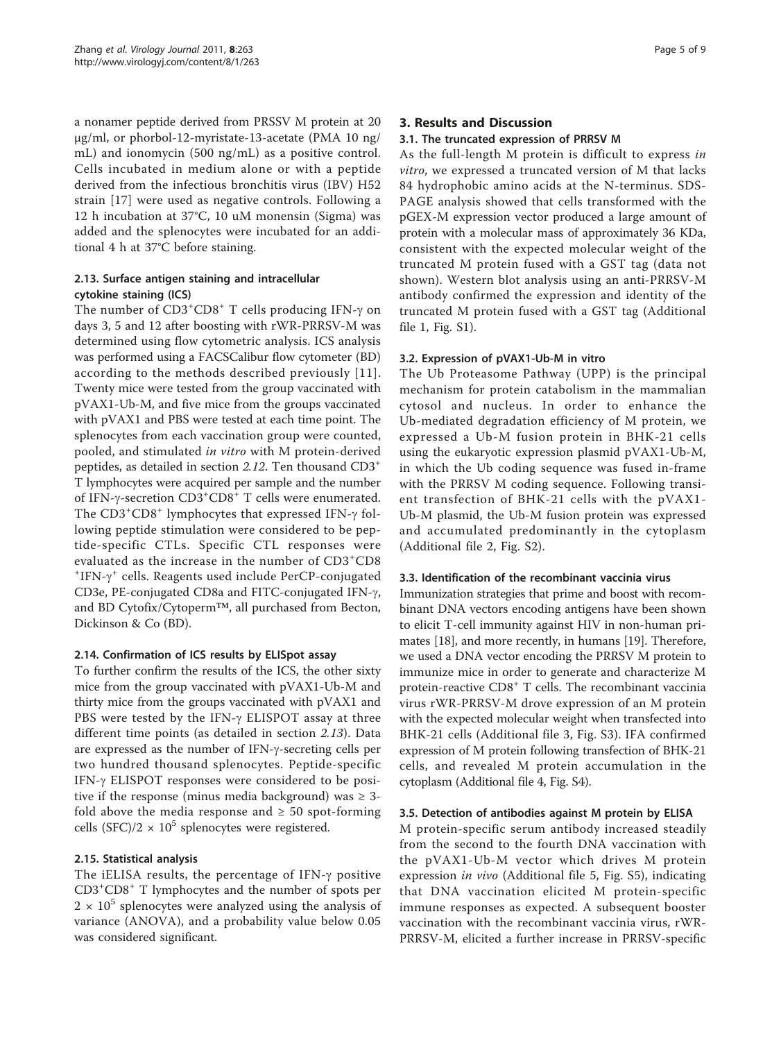a nonamer peptide derived from PRSSV M protein at 20 μg/ml, or phorbol-12-myristate-13-acetate (PMA 10 ng/mL) and ionomycin (500 ng/mL) as a positive control. Cells incubated in medium alone or with a peptide derived from the infectious bronchitis virus (IBV) H52 strain [17] were used as negative controls. Following a 12 h incubation at 37°C, 10 uM monensin (Sigma) was added and the splenocytes were incubated for an additional 4 h at 37°C before staining.

### 2.13. Surface antigen staining and intracellular cytokine staining (ICS)

The number of $CD3^+CD8^+$ T cells producing IFN-γ on days 3, 5 and 12 after boosting with rWR-PRRSV-M was determined using flow cytometric analysis. ICS analysis was performed using a FACSCalibur flow cytometer (BD) according to the methods described previously [11]. Twenty mice were tested from the group vaccinated with pVAX1-Ub-M, and five mice from the groups vaccinated with pVAX1 and PBS were tested at each time point. The splenocytes from each vaccination group were counted, pooled, and stimulated *in vitro* with M protein-derived peptides, as detailed in section *2.12*. Ten thousand $CD3^+$ T lymphocytes were acquired per sample and the number of IFN-γ-secretion $CD3^+CD8^+$ T cells were enumerated. The $CD3^+CD8^+$ lymphocytes that expressed IFN-γ following peptide stimulation were considered to be peptide-specific CTLs. Specific CTL responses were evaluated as the increase in the number of $CD3^+CD8^+IFN\text{-}\gamma^+$ cells. Reagents used include PerCP-conjugated CD3e, PE-conjugated CD8a and FITC-conjugated IFN-γ, and BD Cytofix/Cytoperm™, all purchased from Becton, Dickinson & Co (BD).

### 2.14. Confirmation of ICS results by ELISpot assay

To further confirm the results of the ICS, the other sixty mice from the group vaccinated with pVAX1-Ub-M and thirty mice from the groups vaccinated with pVAX1 and PBS were tested by the IFN-γ ELISPOT assay at three different time points (as detailed in section *2.13*). Data are expressed as the number of IFN-γ-secreting cells per two hundred thousand splenocytes. Peptide-specific IFN-γ ELISPOT responses were considered to be positive if the response (minus media background) was ≥ 3-fold above the media response and ≥ 50 spot-forming cells (SFC)/$2 \times 10^5$ splenocytes were registered.

### 2.15. Statistical analysis

The iELISA results, the percentage of IFN-γ positive $CD3^+CD8^+$ T lymphocytes and the number of spots per $2 \times 10^5$ splenocytes were analyzed using the analysis of variance (ANOVA), and a probability value below 0.05 was considered significant.

## 3. Results and Discussion

### 3.1. The truncated expression of PRRSV M

As the full-length M protein is difficult to express *in vitro*, we expressed a truncated version of M that lacks 84 hydrophobic amino acids at the N-terminus. SDS-PAGE analysis showed that cells transformed with the pGEX-M expression vector produced a large amount of protein with a molecular mass of approximately 36 KDa, consistent with the expected molecular weight of the truncated M protein fused with a GST tag (data not shown). Western blot analysis using an anti-PRRSV-M antibody confirmed the expression and identity of the truncated M protein fused with a GST tag (Additional file 1, Fig. S1).

### 3.2. Expression of pVAX1-Ub-M in vitro

The Ub Proteasome Pathway (UPP) is the principal mechanism for protein catabolism in the mammalian cytosol and nucleus. In order to enhance the Ub-mediated degradation efficiency of M protein, we expressed a Ub-M fusion protein in BHK-21 cells using the eukaryotic expression plasmid pVAX1-Ub-M, in which the Ub coding sequence was fused in-frame with the PRRSV M coding sequence. Following transient transfection of BHK-21 cells with the pVAX1-Ub-M plasmid, the Ub-M fusion protein was expressed and accumulated predominantly in the cytoplasm (Additional file 2, Fig. S2).

### 3.3. Identification of the recombinant vaccinia virus

Immunization strategies that prime and boost with recombinant DNA vectors encoding antigens have been shown to elicit T-cell immunity against HIV in non-human primates [18], and more recently, in humans [19]. Therefore, we used a DNA vector encoding the PRRSV M protein to immunize mice in order to generate and characterize M protein-reactive $CD8^+$ T cells. The recombinant vaccinia virus rWR-PRRSV-M drove expression of an M protein with the expected molecular weight when transfected into BHK-21 cells (Additional file 3, Fig. S3). IFA confirmed expression of M protein following transfection of BHK-21 cells, and revealed M protein accumulation in the cytoplasm (Additional file 4, Fig. S4).

### 3.5. Detection of antibodies against M protein by ELISA

M protein-specific serum antibody increased steadily from the second to the fourth DNA vaccination with the pVAX1-Ub-M vector which drives M protein expression *in vivo* (Additional file 5, Fig. S5), indicating that DNA vaccination elicited M protein-specific immune responses as expected. A subsequent booster vaccination with the recombinant vaccinia virus, rWR-PRRSV-M, elicited a further increase in PRRSV-specific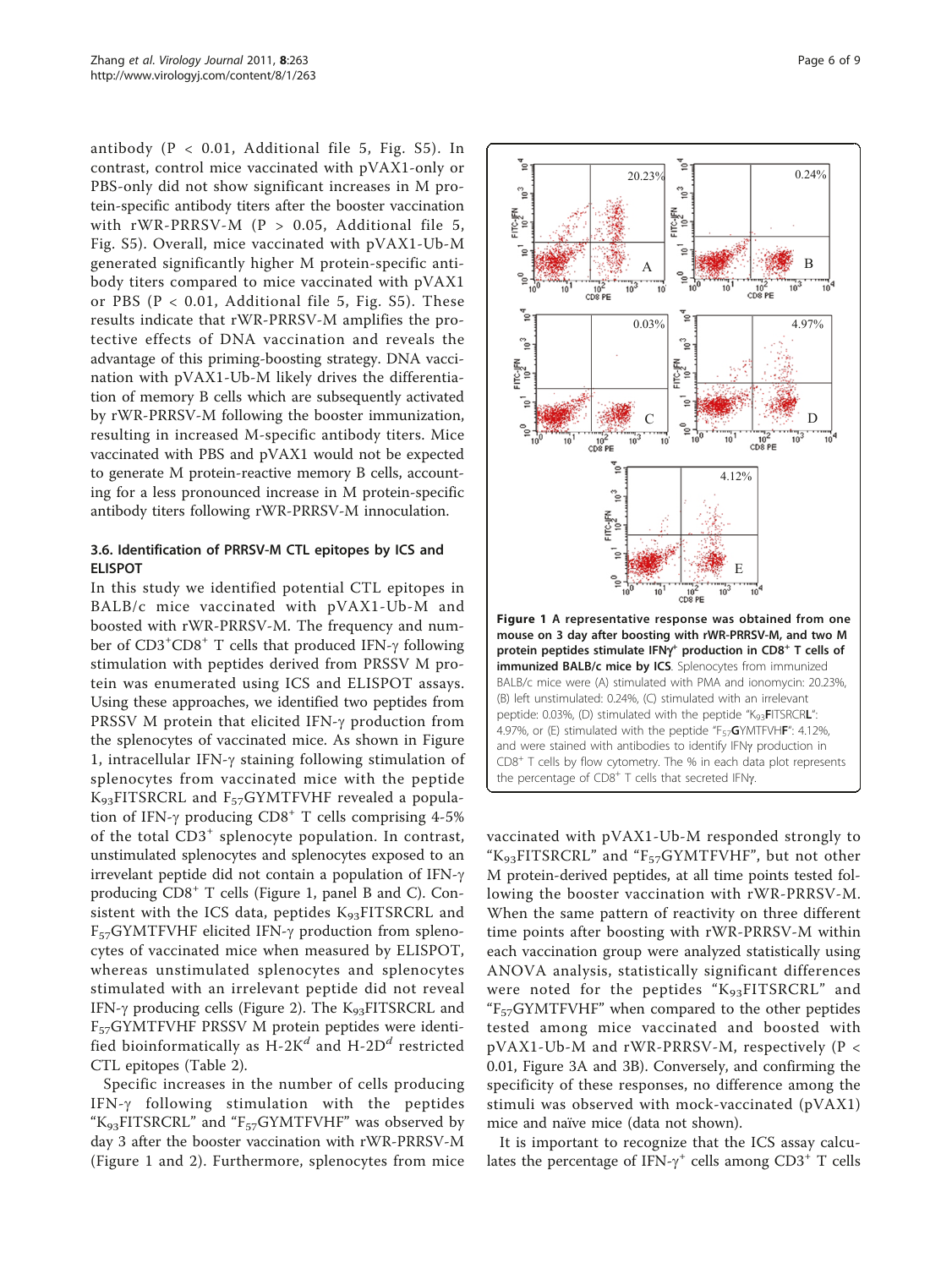antibody (P < 0.01, Additional file 5, Fig. S5). In contrast, control mice vaccinated with pVAX1-only or PBS-only did not show significant increases in M protein-specific antibody titers after the booster vaccination with rWR-PRRSV-M (P > 0.05, Additional file 5, Fig. S5). Overall, mice vaccinated with pVAX1-Ub-M generated significantly higher M protein-specific antibody titers compared to mice vaccinated with pVAX1 or PBS (P < 0.01, Additional file 5, Fig. S5). These results indicate that rWR-PRRSV-M amplifies the protective effects of DNA vaccination and reveals the advantage of this priming-boosting strategy. DNA vaccination with pVAX1-Ub-M likely drives the differentiation of memory B cells which are subsequently activated by rWR-PRRSV-M following the booster immunization, resulting in increased M-specific antibody titers. Mice vaccinated with PBS and pVAX1 would not be expected to generate M protein-reactive memory B cells, accounting for a less pronounced increase in M protein-specific antibody titers following rWR-PRRSV-M innoculation.

### 3.6. Identification of PRRSV-M CTL epitopes by ICS and ELISPOT

In this study we identified potential CTL epitopes in BALB/c mice vaccinated with pVAX1-Ub-M and boosted with rWR-PRRSV-M. The frequency and number of $CD3^+CD8^+$ T cells that produced IFN-γ following stimulation with peptides derived from PRSSV M protein was enumerated using ICS and ELISPOT assays. Using these approaches, we identified two peptides from PRSSV M protein that elicited IFN-γ production from the splenocytes of vaccinated mice. As shown in Figure 1, intracellular IFN-γ staining following stimulation of splenocytes from vaccinated mice with the peptide $K_{93}$FITSRCRL and $F_{57}$GYMTFVHF revealed a population of IFN-γ producing $CD8^+$ T cells comprising 4-5% of the total $CD3^+$ splenocyte population. In contrast, unstimulated splenocytes and splenocytes exposed to an irrevelant peptide did not contain a population of IFN-γ producing $CD8^+$ T cells (Figure 1, panel B and C). Consistent with the ICS data, peptides $K_{93}$FITSRCRL and $F_{57}$GYMTFVHF elicited IFN-γ production from splenocytes of vaccinated mice when measured by ELISPOT, whereas unstimulated splenocytes and splenocytes stimulated with an irrelevant peptide did not reveal IFN-γ producing cells (Figure 2). The $K_{93}$FITSRCRL and $F_{57}$GYMTFVHF PRSSV M protein peptides were identified bioinformatically as H-$2K^d$ and H-$2D^d$ restricted CTL epitopes (Table 2).

Specific increases in the number of cells producing IFN-γ following stimulation with the peptides "$K_{93}$FITSRCRL" and "$F_{57}$GYMTFVHF" was observed by day 3 after the booster vaccination with rWR-PRRSV-M (Figure 1 and 2). Furthermore, splenocytes from mice vaccinated with pVAX1-Ub-M responded strongly to "$K_{93}$FITSRCRL" and "$F_{57}$GYMTFVHF", but not other M protein-derived peptides, at all time points tested following the booster vaccination with rWR-PRRSV-M. When the same pattern of reactivity on three different time points after boosting with rWR-PRRSV-M within each vaccination group were analyzed statistically using ANOVA analysis, statistically significant differences were noted for the peptides "$K_{93}$FITSRCRL" and "$F_{57}$GYMTFVHF" when compared to the other peptides tested among mice vaccinated and boosted with pVAX1-Ub-M and rWR-PRRSV-M, respectively (P < 0.01, Figure 3A and 3B). Conversely, and confirming the specificity of these responses, no difference among the stimuli was observed with mock-vaccinated (pVAX1) mice and naïve mice (data not shown).

**Figure 1 A representative response was obtained from one mouse on 3 day after boosting with rWR-PRRSV-M, and two M protein peptides stimulate IFNγ⁺ production in $CD8^+$ T cells of immunized BALB/c mice by ICS**. Splenocytes from immunized BALB/c mice were (A) stimulated with PMA and ionomycin: 20.23%, (B) left unstimulated: 0.24%, (C) stimulated with an irrelevant peptide: 0.03%, (D) stimulated with the peptide "$K_{93}$**F**ITSRCR**L**": 4.97%, or (E) stimulated with the peptide "$F_{57}$**G**YMTFVH**F**": 4.12%, and were stained with antibodies to identify IFNγ production in $CD8^+$ T cells by flow cytometry. The % in each data plot represents the percentage of $CD8^+$ T cells that secreted IFNγ.

It is important to recognize that the ICS assay calculates the percentage of IFN-$\gamma^+$ cells among $CD3^+$ T cells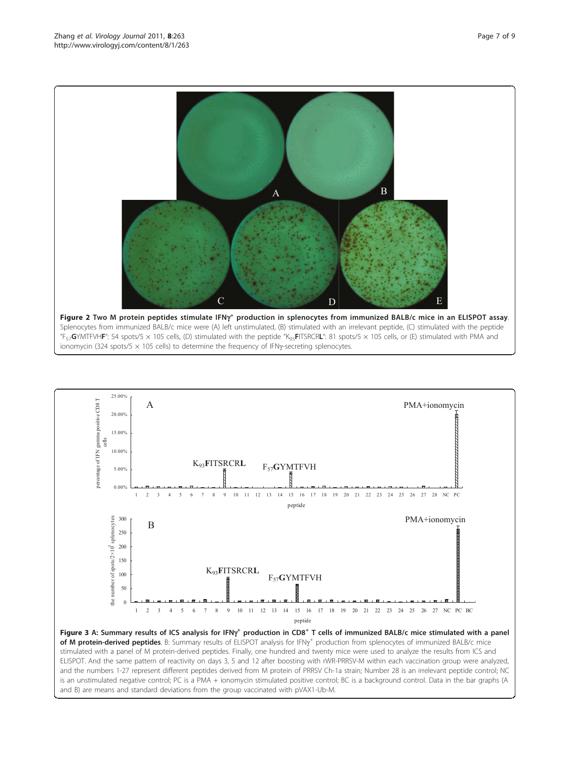**Figure 2 Two M protein peptides stimulate IFNγ[+] production in splenocytes from immunized BALB/c mice in an ELISPOT assay**. Splenocytes from immunized BALB/c mice were (A) left unstimulated, (B) stimulated with an irrelevant peptide, (C) stimulated with the peptide "$F_{57}$**G**YMTFVH**F**": 54 spots/5 × 105 cells, (D) stimulated with the peptide "$K_{93}$**F**ITSRCR**L**": 81 spots/5 × 105 cells, or (E) stimulated with PMA and ionomycin (324 spots/5 × 105 cells) to determine the frequency of IFNγ-secreting splenocytes.

**Figure 3 A: Summary results of ICS analysis for IFNγ[+] production in CD8[+] T cells of immunized BALB/c mice stimulated with a panel of M protein-derived peptides**. B: Summary results of ELISPOT analysis for IFNγ[+] production from splenocytes of immunized BALB/c mice stimulated with a panel of M protein-derived peptides. Finally, one hundred and twenty mice were used to analyze the results from ICS and ELISPOT. And the same pattern of reactivity on days 3, 5 and 12 after boosting with rWR-PRRSV-M within each vaccination group were analyzed, and the numbers 1-27 represent different peptides derived from M protein of PRRSV Ch-1a strain; Number 28 is an irrelevant peptide control; NC is an unstimulated negative control; PC is a PMA + ionomycin stimulated positive control; BC is a background control. Data in the bar graphs (A and B) are means and standard deviations from the group vaccinated with pVAX1-Ub-M.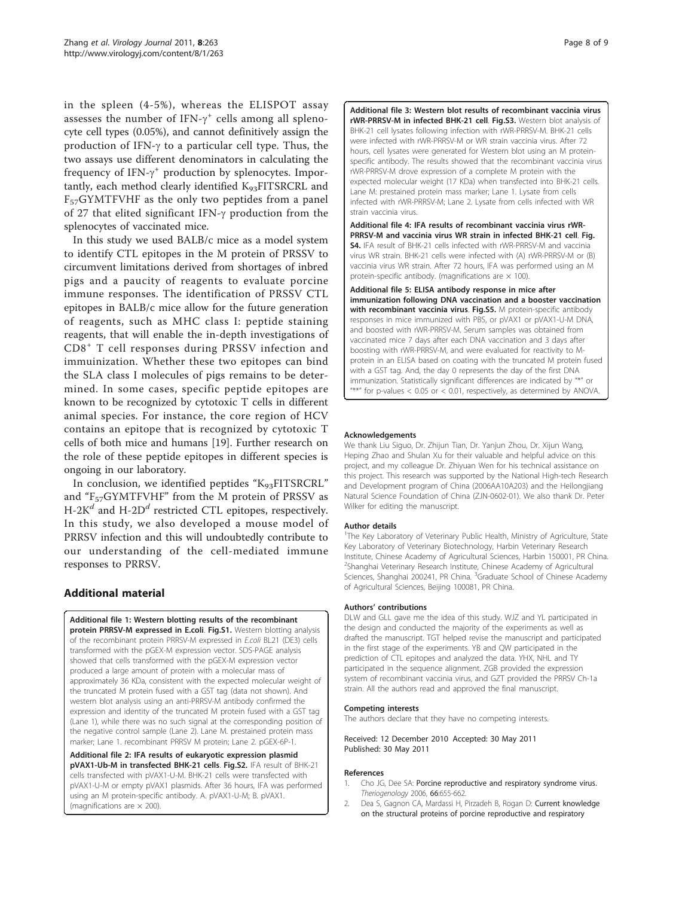in the spleen (4-5%), whereas the ELISPOT assay assesses the number of IFN-$\gamma^+$ cells among all splenocyte cell types (0.05%), and cannot definitively assign the production of IFN-$\gamma$ to a particular cell type. Thus, the two assays use different denominators in calculating the frequency of IFN-$\gamma^+$ production by splenocytes. Importantly, each method clearly identified $K_{93}$FITSRCRL and $F_{57}$GYMTFVHF as the only two peptides from a panel of 27 that elited significant IFN-$\gamma$ production from the splenocytes of vaccinated mice.

In this study we used BALB/c mice as a model system to identify CTL epitopes in the M protein of PRSSV to circumvent limitations derived from shortages of inbred pigs and a paucity of reagents to evaluate porcine immune responses. The identification of PRSSV CTL epitopes in BALB/c mice allow for the future generation of reagents, such as MHC class I: peptide staining reagents, that will enable the in-depth investigations of $CD8^+$ T cell responses during PRSSV infection and immuinization. Whether these two epitopes can bind the SLA class I molecules of pigs remains to be determined. In some cases, specific peptide epitopes are known to be recognized by cytotoxic T cells in different animal species. For instance, the core region of HCV contains an epitope that is recognized by cytotoxic T cells of both mice and humans [19]. Further research on the role of these peptide epitopes in different species is ongoing in our laboratory.

In conclusion, we identified peptides "$K_{93}$FITSRCRL" and "$F_{57}$GYMTFVHF" from the M protein of PRSSV as H-2$K^d$ and H-2$D^d$ restricted CTL epitopes, respectively. In this study, we also developed a mouse model of PRRSV infection and this will undoubtedly contribute to our understanding of the cell-mediated immune responses to PRRSV.

## Additional material

**Additional file 1: Western blotting results of the recombinant protein PRRSV-M expressed in E.coli. Fig.S1.** Western blotting analysis of the recombinant protein PRRSV-M expressed in *E.coli* BL21 (DE3) cells transformed with the pGEX-M expression vector. SDS-PAGE analysis showed that cells transformed with the pGEX-M expression vector produced a large amount of protein with a molecular mass of approximately 36 KDa, consistent with the expected molecular weight of the truncated M protein fused with a GST tag (data not shown). And western blot analysis using an anti-PRRSV-M antibody confirmed the expression and identity of the truncated M protein fused with a GST tag (Lane 1), while there was no such signal at the corresponding position of the negative control sample (Lane 2). Lane M. prestained protein mass marker; Lane 1. recombinant PRRSV M protein; Lane 2. pGEX-6P-1.

**Additional file 2: IFA results of eukaryotic expression plasmid pVAX1-Ub-M in transfected BHK-21 cells. Fig.S2.** IFA result of BHK-21 cells transfected with pVAX1-U-M. BHK-21 cells were transfected with pVAX1-U-M or empty pVAX1 plasmids. After 36 hours, IFA was performed using an M protein-specific antibody. A. pVAX1-U-M; B. pVAX1. (magnifications are × 200).

**Additional file 3: Western blot results of recombinant vaccinia virus rWR-PRRSV-M in infected BHK-21 cell. Fig.S3.** Western blot analysis of BHK-21 cell lysates following infection with rWR-PRRSV-M. BHK-21 cells were infected with rWR-PRRSV-M or WR strain vaccinia virus. After 72 hours, cell lysates were generated for Western blot using an M protein-specific antibody. The results showed that the recombinant vaccinia virus rWR-PRRSV-M drove expression of a complete M protein with the expected molecular weight (17 KDa) when transfected into BHK-21 cells. Lane M: prestained protein mass marker; Lane 1. Lysate from cells infected with rWR-PRRSV-M; Lane 2. Lysate from cells infected with WR strain vaccinia virus.

**Additional file 4: IFA results of recombinant vaccinia virus rWR-PRRSV-M and vaccinia virus WR strain in infected BHK-21 cell. Fig. S4.** IFA result of BHK-21 cells infected with rWR-PRRSV-M and vaccinia virus WR strain. BHK-21 cells were infected with (A) rWR-PRRSV-M or (B) vaccinia virus WR strain. After 72 hours, IFA was performed using an M protein-specific antibody. (magnifications are × 100).

**Additional file 5: ELISA antibody response in mice after immunization following DNA vaccination and a booster vaccination with recombinant vaccinia virus. Fig.S5.** M protein-specific antibody responses in mice immunized with PBS, or pVAX1 or pVAX1-U-M DNA, and boosted with rWR-PRRSV-M. Serum samples was obtained from vaccinated mice 7 days after each DNA vaccination and 3 days after boosting with rWR-PRRSV-M, and were evaluated for reactivity to M-protein in an ELISA based on coating with the truncated M protein fused with a GST tag. And, the day 0 represents the day of the first DNA immunization. Statistically significant differences are indicated by "*" or "**" for p-values < 0.05 or < 0.01, respectively, as determined by ANOVA.

#### Acknowledgements

We thank Liu Siguo, Dr. Zhijun Tian, Dr. Yanjun Zhou, Dr. Xijun Wang, Heping Zhao and Shulan Xu for their valuable and helpful advice on this project, and my colleague Dr. Zhiyuan Wen for his technical assistance on this project. This research was supported by the National High-tech Research and Development program of China (2006AA10A203) and the Heilongjiang Natural Science Foundation of China (ZJN-0602-01). We also thank Dr. Peter Wilker for editing the manuscript.

#### Author details

[1]The Key Laboratory of Veterinary Public Health, Ministry of Agriculture, State Key Laboratory of Veterinary Biotechnology, Harbin Veterinary Research Institute, Chinese Academy of Agricultural Sciences, Harbin 150001, PR China. [2]Shanghai Veterinary Research Institute, Chinese Academy of Agricultural Sciences, Shanghai 200241, PR China. [3]Graduate School of Chinese Academy of Agricultural Sciences, Beijing 100081, PR China.

#### Authors' contributions

DLW and GLL gave me the idea of this study. WJZ and YL participated in the design and conducted the majority of the experiments as well as drafted the manuscript. TGT helped revise the manuscript and participated in the first stage of the experiments. YB and QW participated in the prediction of CTL epitopes and analyzed the data. YHX, NHL and TY participated in the sequence alignment. ZGB provided the expression system of recombinant vaccinia virus, and GZT provided the PRRSV Ch-1a strain. All the authors read and approved the final manuscript.

#### Competing interests

The authors declare that they have no competing interests.

Received: 12 December 2010 Accepted: 30 May 2011
Published: 30 May 2011

#### References

1. Cho JG, Dee SA: Porcine reproductive and respiratory syndrome virus. *Theriogenology* 2006, **66**:655-662.
2. Dea S, Gagnon CA, Mardassi H, Pirzadeh B, Rogan D: Current knowledge on the structural proteins of porcine reproductive and respiratory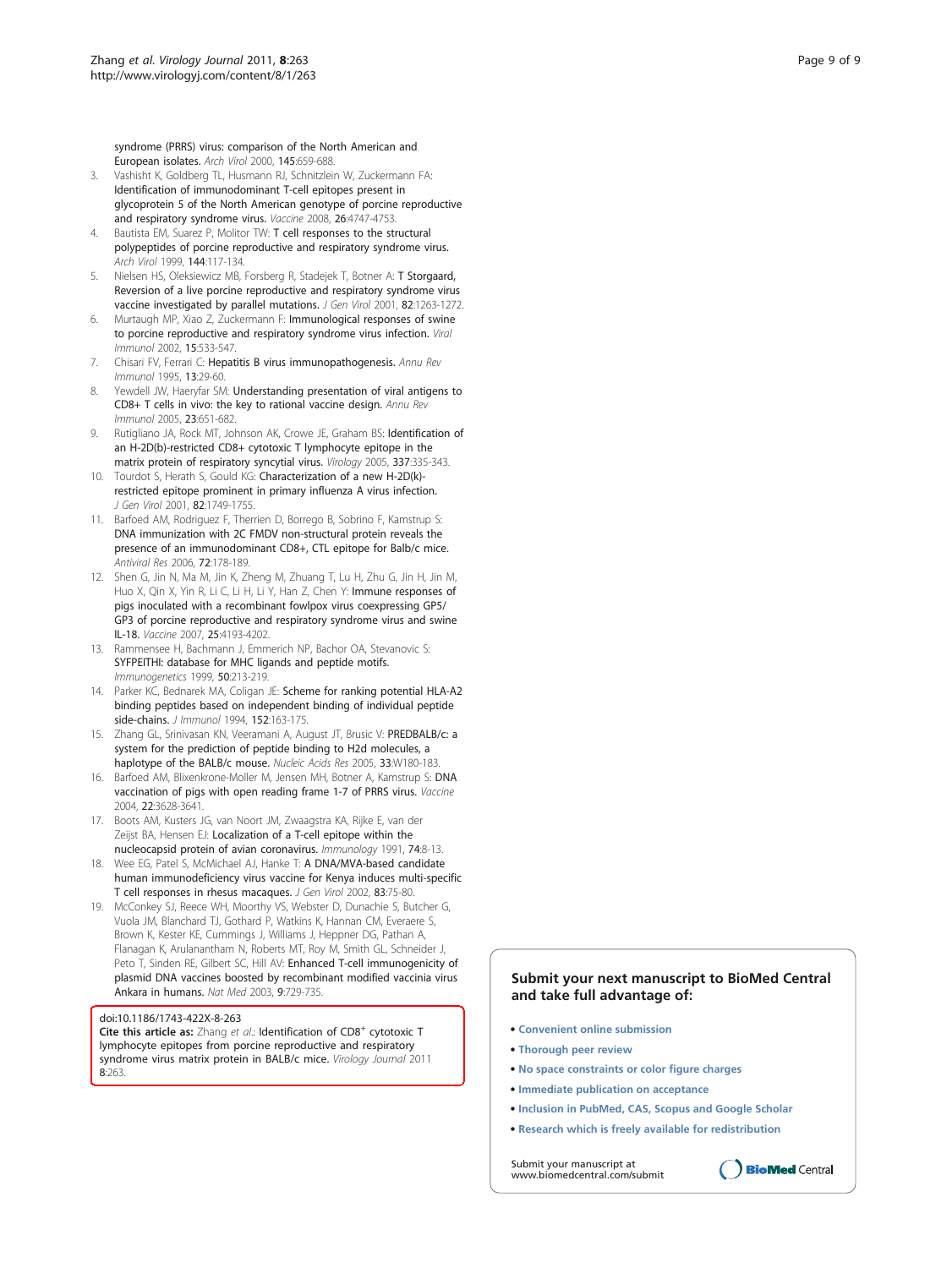syndrome (PRRS) virus: comparison of the North American and European isolates. *Arch Virol* 2000, **145**:659-688.

3. Vashisht K, Goldberg TL, Husmann RJ, Schnitzlein W, Zuckermann FA: Identification of immunodominant T-cell epitopes present in glycoprotein 5 of the North American genotype of porcine reproductive and respiratory syndrome virus. *Vaccine* 2008, **26**:4747-4753.
4. Bautista EM, Suarez P, Molitor TW: T cell responses to the structural polypeptides of porcine reproductive and respiratory syndrome virus. *Arch Virol* 1999, **144**:117-134.
5. Nielsen HS, Oleksiewicz MB, Forsberg R, Stadejek T, Botner A: T Storgaard, Reversion of a live porcine reproductive and respiratory syndrome virus vaccine investigated by parallel mutations. *J Gen Virol* 2001, **82**:1263-1272.
6. Murtaugh MP, Xiao Z, Zuckermann F: Immunological responses of swine to porcine reproductive and respiratory syndrome virus infection. *Viral Immunol* 2002, **15**:533-547.
7. Chisari FV, Ferrari C: Hepatitis B virus immunopathogenesis. *Annu Rev Immunol* 1995, **13**:29-60.
8. Yewdell JW, Haeryfar SM: Understanding presentation of viral antigens to CD8+ T cells in vivo: the key to rational vaccine design. *Annu Rev Immunol* 2005, **23**:651-682.
9. Rutigliano JA, Rock MT, Johnson AK, Crowe JE, Graham BS: Identification of an H-2D(b)-restricted CD8+ cytotoxic T lymphocyte epitope in the matrix protein of respiratory syncytial virus. *Virology* 2005, **337**:335-343.
10. Tourdot S, Herath S, Gould KG: Characterization of a new H-2D(k)-restricted epitope prominent in primary influenza A virus infection. *J Gen Virol* 2001, **82**:1749-1755.
11. Barfoed AM, Rodriguez F, Therrien D, Borrego B, Sobrino F, Kamstrup S: DNA immunization with 2C FMDV non-structural protein reveals the presence of an immunodominant CD8+, CTL epitope for Balb/c mice. *Antiviral Res* 2006, **72**:178-189.
12. Shen G, Jin N, Ma M, Jin K, Zheng M, Zhuang T, Lu H, Zhu G, Jin H, Jin M, Huo X, Qin X, Yin R, Li C, Li H, Li Y, Han Z, Chen Y: Immune responses of pigs inoculated with a recombinant fowlpox virus coexpressing GP5/GP3 of porcine reproductive and respiratory syndrome virus and swine IL-18. *Vaccine* 2007, **25**:4193-4202.
13. Rammensee H, Bachmann J, Emmerich NP, Bachor OA, Stevanovic S: SYFPEITHI: database for MHC ligands and peptide motifs. *Immunogenetics* 1999, **50**:213-219.
14. Parker KC, Bednarek MA, Coligan JE: Scheme for ranking potential HLA-A2 binding peptides based on independent binding of individual peptide side-chains. *J Immunol* 1994, **152**:163-175.
15. Zhang GL, Srinivasan KN, Veeramani A, August JT, Brusic V: PREDBALB/c: a system for the prediction of peptide binding to H2d molecules, a haplotype of the BALB/c mouse. *Nucleic Acids Res* 2005, **33**:W180-183.
16. Barfoed AM, Blixenkrone-Moller M, Jensen MH, Botner A, Kamstrup S: DNA vaccination of pigs with open reading frame 1-7 of PRRS virus. *Vaccine* 2004, **22**:3628-3641.
17. Boots AM, Kusters JG, van Noort JM, Zwaagstra KA, Rijke E, van der Zeijst BA, Hensen EJ: Localization of a T-cell epitope within the nucleocapsid protein of avian coronavirus. *Immunology* 1991, **74**:8-13.
18. Wee EG, Patel S, McMichael AJ, Hanke T: A DNA/MVA-based candidate human immunodeficiency virus vaccine for Kenya induces multi-specific T cell responses in rhesus macaques. *J Gen Virol* 2002, **83**:75-80.
19. McConkey SJ, Reece WH, Moorthy VS, Webster D, Dunachie S, Butcher G, Vuola JM, Blanchard TJ, Gothard P, Watkins K, Hannan CM, Everaere S, Brown K, Kester KE, Cummings J, Williams J, Heppner DG, Pathan A, Flanagan K, Arulanantham N, Roberts MT, Roy M, Smith GL, Schneider J, Peto T, Sinden RE, Gilbert SC, Hill AV: Enhanced T-cell immunogenicity of plasmid DNA vaccines boosted by recombinant modified vaccinia virus Ankara in humans. *Nat Med* 2003, **9**:729-735.

doi:10.1186/1743-422X-8-263

**Cite this article as:** Zhang *et al.*: Identification of CD8+ cytotoxic T lymphocyte epitopes from porcine reproductive and respiratory syndrome virus matrix protein in BALB/c mice. *Virology Journal* 2011 **8**:263.

**Submit your next manuscript to BioMed Central and take full advantage of:**

- Convenient online submission
- Thorough peer review
- No space constraints or color figure charges
- Immediate publication on acceptance
- Inclusion in PubMed, CAS, Scopus and Google Scholar
- Research which is freely available for redistribution

Submit your manuscript at www.biomedcentral.com/submit

BioMed Central